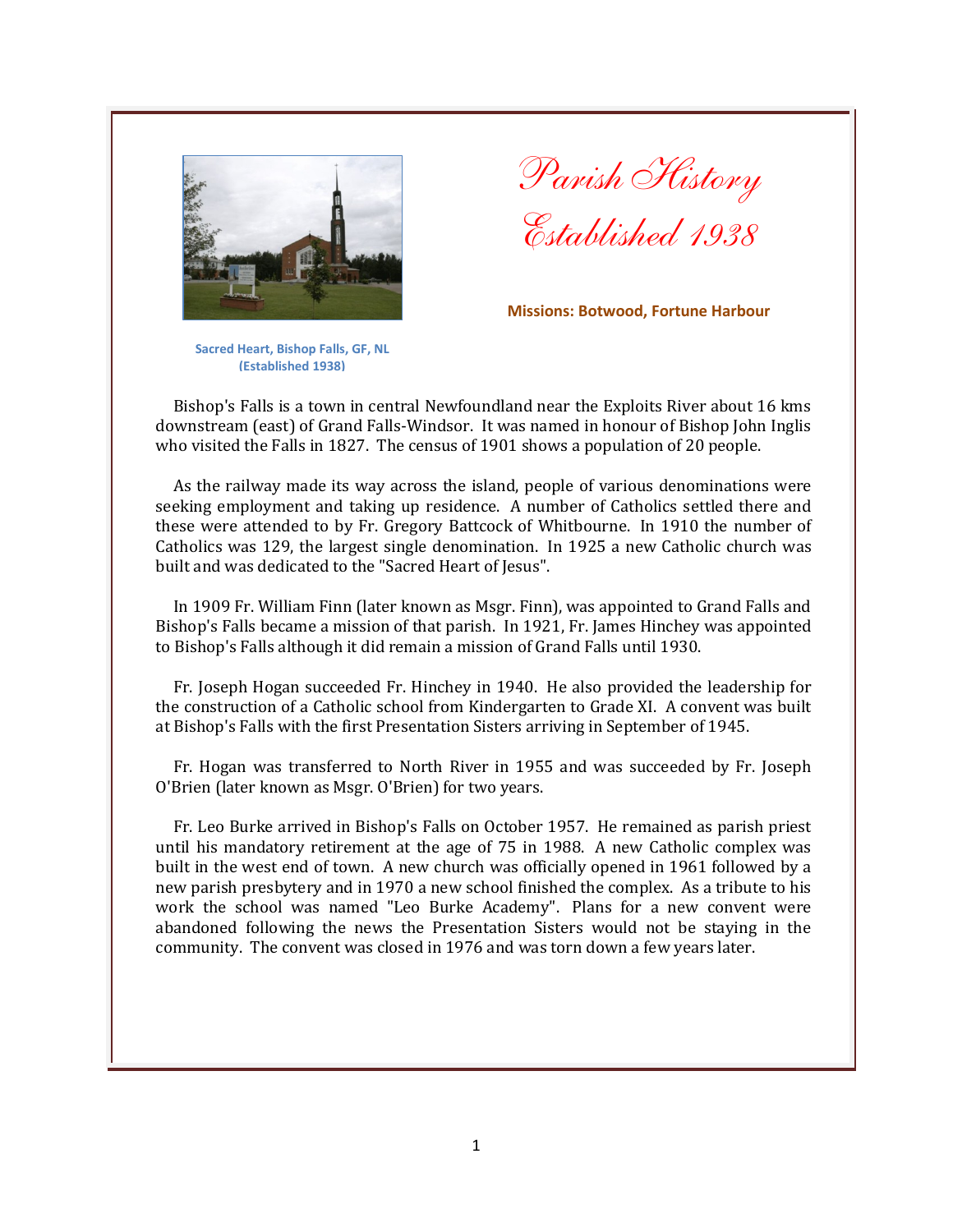# Parish History

# Established 1938

**Missions: Botwood, Fortune Harbour**

**Sacred Heart, Bishop Falls, GF, NL (Established 1938)**

Bishop's Falls is a town in central Newfoundland near the Exploits River about 16 kms downstream (east) of Grand Falls-Windsor. It was named in honour of Bishop John Inglis who visited the Falls in 1827. The census of 1901 shows a population of 20 people.

As the railway made its way across the island, people of various denominations were seeking employment and taking up residence. A number of Catholics settled there and these were attended to by Fr. Gregory Battcock of Whitbourne. In 1910 the number of Catholics was 129, the largest single denomination. In 1925 a new Catholic church was built and was dedicated to the "Sacred Heart of Jesus".

In 1909 Fr. William Finn (later known as Msgr. Finn), was appointed to Grand Falls and Bishop's Falls became a mission of that parish. In 1921, Fr. James Hinchey was appointed to Bishop's Falls although it did remain a mission of Grand Falls until 1930.

Fr. Joseph Hogan succeeded Fr. Hinchey in 1940. He also provided the leadership for the construction of a Catholic school from Kindergarten to Grade XI. A convent was built at Bishop's Falls with the first Presentation Sisters arriving in September of 1945.

Fr. Hogan was transferred to North River in 1955 and was succeeded by Fr. Joseph O'Brien (later known as Msgr. O'Brien) for two years.

Fr. Leo Burke arrived in Bishop's Falls on October 1957. He remained as parish priest until his mandatory retirement at the age of 75 in 1988. A new Catholic complex was built in the west end of town. A new church was officially opened in 1961 followed by a new parish presbytery and in 1970 a new school finished the complex. As a tribute to his work the school was named "Leo Burke Academy". Plans for a new convent were abandoned following the news the Presentation Sisters would not be staying in the community. The convent was closed in 1976 and was torn down a few years later.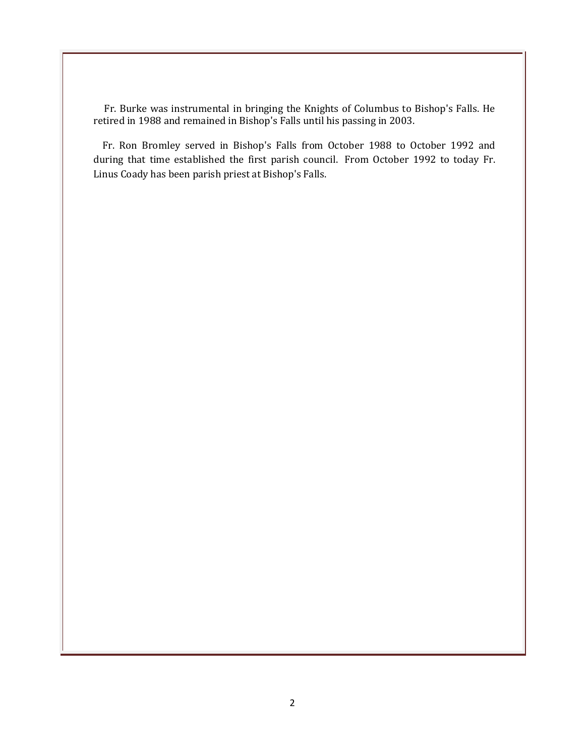Fr. Burke was instrumental in bringing the Knights of Columbus to Bishop's Falls. He retired in 1988 and remained in Bishop's Falls until his passing in 2003.

Fr. Ron Bromley served in Bishop's Falls from October 1988 to October 1992 and during that time established the first parish council. From October 1992 to today Fr. Linus Coady has been parish priest at Bishop's Falls.